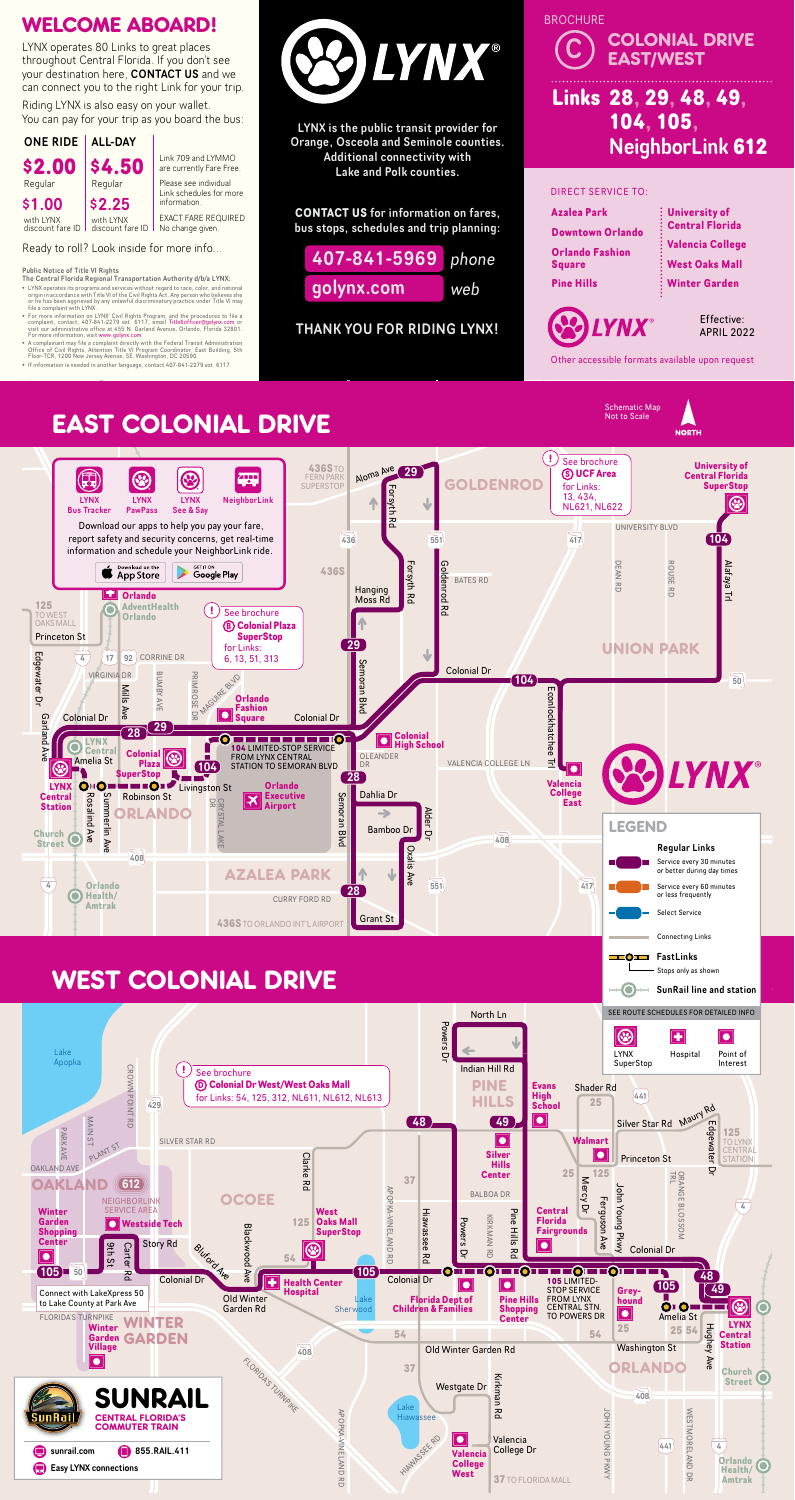# WELCOME ABOARD!

LYNX operates 80 Links to great places throughout Central Florida. If you don't see your destination here, **CONTACT US** and we can connect you to the right Link for your trip.

Riding LYNX is also easy on your wallet. You can pay for your trip as you board the bus:

| ONE RIDE | ALL-DAY | |
|---|---|---|
| **$2.00** Regular | **$4.50** Regular | Link 709 and LYMMO are currently Fare Free. |
| **$1.00** with LYNX discount fare ID | **$2.25** with LYNX discount fare ID | Please see individual Link schedules for more information. |
| | | EXACT FARE REQUIRED No change given. |

Ready to roll? Look inside for more info...

**Public Notice of Title VI Rights**
**The Central Florida Regional Transportation Authority d/b/a LYNX:**

- LYNX operates its programs and services without regard to race, color, and national origin in accordance with Title VI of the Civil Rights Act. Any person who believes she or he has been aggrieved by any unlawful discriminatory practice under Title VI may file a complaint with LYNX.
- For more information on LYNX' Civil Rights Program, and the procedures to file a complaint, contact, 407-841-2279 ext. 6117, email TitleVIofficer@golynx.com or visit our administrative office at 455 N. Garland Avenue, Orlando, Florida 32801. For more information, visit www.golynx.com
- A complainant may file a complaint directly with the Federal Transit Administration Office of Civil Rights, Attention Title VI Program Coordinator, East Building, 5th Floor-TCR, 1200 New Jersey Avenue, SE, Washington, DC 20590.
- If information is needed in another language, contact 407-841-2279 ext. 6117.

LYNX®

LYNX is the public transit provider for Orange, Osceola and Seminole counties. Additional connectivity with Lake and Polk counties.

**CONTACT US** for information on fares, bus stops, schedules and trip planning:

407-841-5969 *phone*

golynx.com *web*

THANK YOU FOR RIDING LYNX!

BROCHURE

# C COLONIAL DRIVE EAST/WEST

## Links 28, 29, 48, 49, 104, 105, NeighborLink 612

DIRECT SERVICE TO:

- Azalea Park
- Downtown Orlando
- Orlando Fashion Square
- Pine Hills
- University of Central Florida
- Valencia College
- West Oaks Mall
- Winter Garden

Effective: APRIL 2022

Other accessible formats available upon request

# EAST COLONIAL DRIVE

Schematic Map Not to Scale

NORTH

LYNX Bus Tracker | LYNX PawPass | LYNX See & Say | NeighborLink

Download our apps to help you pay your fare, report safety and security concerns, get real-time information and schedule your NeighborLink ride.

Download on the App Store | GET IT ON Google Play

See brochure **B Colonial Plaza SuperStop** for Links: 6, 13, 51, 313

See brochure **S UCF Area** for Links: 13, 434, NL621, NL622

104 LIMITED-STOP SERVICE FROM LYNX CENTRAL STATION TO SEMORAN BLVD

436S TO FERN PARK SUPERSTOP

436S TO ORLANDO INT'L AIRPORT

125 TO WEST OAKS MALL

## LEGEND

- Regular Links — Service every 30 minutes or better during day times
- Service every 60 minutes or less frequently
- Select Service
- Connecting Links
- FastLinks — Stops only as shown
- SunRail line and station

SEE ROUTE SCHEDULES FOR DETAILED INFO

LYNX SuperStop | Hospital | Point of Interest

# WEST COLONIAL DRIVE

See brochure **D Colonial Dr West/West Oaks Mall** for Links: 54, 125, 312, NL611, NL612, NL613

105 LIMITED-STOP SERVICE FROM LYNX CENTRAL STN. TO POWERS DR

Connect with LakeXpress 50 to Lake County at Park Ave

NEIGHBORLINK SERVICE AREA

125 TO LYNX CENTRAL STATION

37 TO FLORIDA MALL

**SUNRAIL** CENTRAL FLORIDA'S COMMUTER TRAIN

sunrail.com | 855.RAIL.411

Easy LYNX connections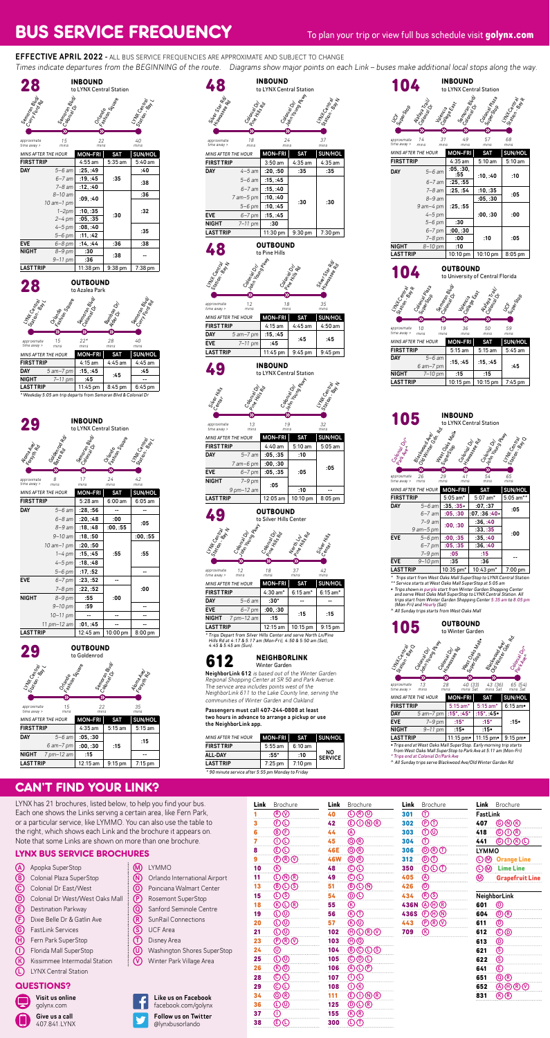# BUS SERVICE FREQUENCY

To plan your trip or view full bus schedule visit **golynx.com**

**EFFECTIVE APRIL 2022 -** ALL BUS SERVICE FREQUENCIES ARE APPROXIMATE AND SUBJECT TO CHANGE

*Times indicate departures from the BEGINNING of the route. Diagrams show major points on each Link – buses make additional local stops along the way.*

## 28 INBOUND to LYNX Central Station

Seminole Blvd/ Curry Ford Rd → Semoran Blvd/ Colonial Dr → Orlando Fashion Square → LYNX Central Station - Bay L

approximate time away > 15 mins, 22 mins, 40 mins

| MINS AFTER THE HOUR | | MON–FRI | SAT | SUN/HOL |
|---|---|---|---|---|
| FIRST TRIP | | 4:55 am | 5:35 am | 5:40 am |
| DAY | 5–6 am | :25, :49 | | :40 |
| | 6–7 am | :19, :45 | :35 | :38 |
| | 7–8 am | :12, :40 | | |
| | 8–10 am | :09, :40 | | :36 |
| | 10 am–1 pm | | | |
| | 1–2pm | :10, :35 | :30 | :32 |
| | 2–4 pm | :05, :35 | | |
| | 4–5 pm | :08, :40 | | :35 |
| | 5–6 pm | :11, :42 | | |
| EVE | 6–8 pm | :14, :44 | :36 | :38 |
| NIGHT | 8–9 pm | :30 | :38 | -- |
| | 9–11 pm | :36 | | |
| LAST TRIP | | 11:38 pm | 9:38 pm | 7:38 pm |

## 28 OUTBOUND to Azalea Park

LYNX Central Station - Bay L → Orlando Fashion Square → Semoran Blvd/ Colonial Dr → Bamboo Dr/ Alder Dr → Semoran Blvd/ Curry Ford Rd

approximate time away > 15 mins, 22* mins, 28 mins, 40 mins

| MINS AFTER THE HOUR | | MON–FRI | SAT | SUN/HOL |
|---|---|---|---|---|
| FIRST TRIP | | 4:15 am | 4:45 am | 4:45 am |
| DAY | 5 am–7 pm | :15, :45 | :45 | :45 |
| NIGHT | 7–11 pm | :45 | | -- |
| LAST TRIP | | 11:45 pm | 8:45 pm | 6:45 pm |

*\* Weekday 5:05 am trip departs from Semoran Blvd & Colonial Dr*

## 29 INBOUND to LYNX Central Station

Aloma Ave/ Forsyth Rd → Goldenrod Rd/ Bates Rd → Semoran Blvd/ Colonial Dr → Orlando Fashion Square → LYNX Central Station - Bay L

approximate time away > 8 mins, 17 mins, 24 mins, 42 mins

| MINS AFTER THE HOUR | | MON–FRI | SAT | SUN/HOL |
|---|---|---|---|---|
| FIRST TRIP | | 5:28 am | 6:00 am | 6:05 am |
| DAY | 5–6 am | :28, :56 | -- | -- |
| | 6–8 am | :20, :48 | :00 | :05 |
| | 8–9 am | :18, :48 | :00, :55 | |
| | 9–10 am | :18, :50 | | :00, :55 |
| | 10 am–1 pm | :20, :50 | | |
| | 1–4 pm | :15, :45 | :55 | :55 |
| | 4–5 pm | :18, :48 | | |
| | 5–6 pm | :17, :52 | | -- |
| EVE | 6–7 pm | :23, :52 | -- | :00 |
| | 7–8 pm | :22, :52 | | |
| NIGHT | 8–9 pm | :55 | :00 | |
| | 9–10 pm | :59 | | -- |
| | 10–11 pm | -- | -- | -- |
| | 11 pm–12 am | :01, :45 | -- | -- |
| LAST TRIP | | 12:45 am | 10:00 pm | 8:00 pm |

## 29 OUTBOUND to Goldenrod

LYNX Central Station - Bay L → Orlando Fashion Square → Semoran Blvd/ Colonial Dr → Aloma Ave/ Forsyth Rd

approximate time away > 15 mins, 22 mins, 35 mins

| MINS AFTER THE HOUR | | MON–FRI | SAT | SUN/HOL |
|---|---|---|---|---|
| FIRST TRIP | | 4:35 am | 5:15 am | 5:15 am |
| DAY | 5–6 am | :05, :30 | :15 | :15 |
| | 6 am–7 pm | :00, :30 | | |
| NIGHT | 7 pm–12 am | :15 | | |
| LAST TRIP | | 12:15 am | 9:15 pm | 7:15 pm |

## 48 INBOUND to LYNX Central Station

Silver Star Rd/ Hiawassee Rd → Colonial Dr/ Pine Hills Rd → Colonial Dr/ John Young Pkwy → LYNX Central Station - Bay N

approximate time away > 18 mins, 24 mins, 37 mins

| MINS AFTER THE HOUR | | MON–FRI | SAT | SUN/HOL |
|---|---|---|---|---|
| FIRST TRIP | | 3:50 am | 4:35 am | 4:35 am |
| DAY | 4–5 am | :20, :50 | :35 | :35 |
| | 5–6 am | :15, :45 | :30 | :30 |
| | 6–7 am | :15, :40 | | |
| | 7 am–5 pm | :10, :40 | | |
| | 5–6 pm | :10, :45 | | |
| EVE | 6–7 pm | :15, :45 | | |
| NIGHT | 7–11 pm | :30 | | |
| LAST TRIP | | 11:30 pm | 9:30 pm | 7:30 pm |

## 48 OUTBOUND to Pine Hills

LYNX Central Station - Bay N → Colonial Dr/ John Young Pkwy → Colonial Dr/ Pine Hills Rd → Silver Star Rd/ Hiawassee Rd

approximate time away > 12 mins, 18 mins, 35 mins

| MINS AFTER THE HOUR | | MON–FRI | SAT | SUN/HOL |
|---|---|---|---|---|
| FIRST TRIP | | 4:15 am | 4:45 am | 4:50 am |
| DAY | 5 am–7 pm | :15, :45 | :45 | :45 |
| EVE | 7–11 pm | :45 | | |
| LAST TRIP | | 11:45 pm | 9:45 pm | 9:45 pm |

## 49 INBOUND to LYNX Central Station

Silver Hills Center → Colonial Dr/ Pine Hills Rd → Colonial Dr/ John Young Pkwy → LYNX Central Station - Bay N

approximate time away > 13 mins, 19 mins, 32 mins

| MINS AFTER THE HOUR | | MON–FRI | SAT | SUN/HOL |
|---|---|---|---|---|
| FIRST TRIP | | 4:40 am | 5:10 am | 5:05 am |
| DAY | 5–7 am | :05, :35 | :10 | :05 |
| | 7 am–6 pm | :00, :30 | | |
| EVE | 6–7 pm | :05, :35 | :05 | |
| NIGHT | 7–9 pm | :05 | | |
| | 9 pm–12 am | | :10 | -- |
| LAST TRIP | | 12:05 am | 10:10 pm | 8:05 pm |

## 49 OUTBOUND to Silver Hills Center

LYNX Central Station - Bay N → Colonial Dr/ John Young Pkwy → Colonial Dr/ Pine Hills Rd → North Ln/ Pine Hills Rd → Silver Hills Center

approximate time away > 12 mins, 18 mins, 37 mins, 42 mins

| MINS AFTER THE HOUR | | MON–FRI | SAT | SUN/HOL |
|---|---|---|---|---|
| FIRST TRIP | | 4:30 am* | 6:15 am* | 6:15 am* |
| DAY | 5–6 am | :30* | -- | -- |
| EVE | 6–7 pm | :00, :30 | :15 | :15 |
| NIGHT | 7 pm–12 am | :15 | | |
| LAST TRIP | | 12:15 am | 10:15 pm | 9:15 pm |

*\* Trips Depart from Silver Hills Center and serve North Ln/Pine Hills Rd at 4:17 & 5:17 am (Mon-Fri), 4:50 & 5:50 am (Sat), 4:45 & 5:45 am (Sun).*

## 612 NEIGHBORLINK Winter Garden

NeighborLink 612 *is based out of the Winter Garden Regional Shopping Center at SR 50 and Park Avenue. The service area includes points west of the NeighborLink 611 to the Lake County line, serving the communities of Winter Garden and Oakland.*

**Passengers must call 407-244-0808 at least two hours in advance to arrange a pickup or use the NeighborLink app.**

| MINS AFTER THE HOUR | MON–FRI | SAT | SUN/HOL |
|---|---|---|---|
| FIRST TRIP | 5:55 am | 6:10 am | NO SERVICE |
| ALL-DAY | :55* | :10 | |
| LAST TRIP | 7:25 pm | 7:10 pm | |

*\* 90 minute service after 5:55 pm Monday to Friday*

## 104 INBOUND to LYNX Central Station

UCF SuperStop → Alafaya Trail/ Colonial Dr → Valencia College East → Semoran Blvd/ Colonial Dr → Colonial Plaza SuperStop → LYNX Central Station - Bay R

approximate time away > 14 mins, 31 mins, 49 mins, 57 mins, 68 mins

| MINS AFTER THE HOUR | | MON–FRI | SAT | SUN/HOL |
|---|---|---|---|---|
| FIRST TRIP | | 4:55 am | 5:10 am | 5:10 am |
| DAY | 5–6 am | :05, :30, :55 | :10, :40 | :10 |
| | 6–7 am | :25, :55 | | |
| | 7–8 am | :25, :54 | :10, :35 | :05 |
| | 8–9 am | | :05, :30 | |
| | 9 am–4 pm | :25, :55 | :00, :30 | :00 |
| | 4–5 pm | | | |
| | 5–6 pm | :30 | | |
| | 6–7 pm | :00, :30 | | |
| | 7–8 pm | :00 | :10 | :05 |
| NIGHT | 8–10 pm | :10 | | |
| LAST TRIP | | 10:10 pm | 10:10 pm | 8:05 pm |

## 104 OUTBOUND to University of Central Florida

LYNX Central Station - Bay R → Colonial Plaza SuperStop → Semoran Blvd/ Colonial Dr → Valencia College East → Alafaya Trail/ Colonial Dr → UCF SuperStop

approximate time away > 10 mins, 19 mins, 36 mins, 50 mins, 59 mins

| MINS AFTER THE HOUR | | MON–FRI | SAT | SUN/HOL |
|---|---|---|---|---|
| FIRST TRIP | | 5:15 am | 5:15 am | 5:45 am |
| DAY | 5–6 am | :15, :45 | :15, :45 | :45 |
| | 6 am–7 pm | | | |
| NIGHT | 7–10 pm | :15 | :15 | |
| LAST TRIP | | 10:15 pm | 10:15 pm | 7:45 pm |

## 105 INBOUND to LYNX Central Station

Colonial Dr*/ Park Ave^ → Blackwood Ave/ Old Winter Gdn. Rd → West Oaks Mall SuperStop → Colonial Dr/ Hiawassee Rd → Colonial Dr/ John Young Pkwy → LYNX Central Station - Bay Q

approximate time away > 26 mins, 29 mins, 41 mins, 54 mins, 65 mins

| MINS AFTER THE HOUR | | MON–FRI | SAT | SUN/HOL |
|---|---|---|---|---|
| FIRST TRIP | | 5:05 am* | 5:07 am* | 5:05 am** |
| DAY | 5–6 am | :35, :35• | :07, :37 | :05 |
| | 6–7 am | :05, :30 | :07, :36 :40• | |
| | 7–9 am | :00, :30 | :36, :40 | :00 |
| | 9 am–5 pm | | :33, :35 | |
| EVE | 5–6 pm | :00, :35 | :35, :40 | |
| | 6–7 pm | :05, :35 | :36, :40 | |
| | 7–9 pm | :05 | :15 | -- |
| EVE | 9–10 pm | :35 | :36 | |
| LAST TRIP | | 10:35 pm* | 10:43 pm* | 7:00 pm |

*\* Trips start from West Oaks Mall SuperStop to LYNX Central Station*
*\*\* Service starts at West Oaks Mall SuperStop at 5:05 am*
*• Trips shown in purple start from Winter Garden Shopping Center and serve West Oaks Mall SuperStop to LYNX Central Station. All trips start from Winter Garden Shopping Center 5:35 am to 8:05 pm (Mon-Fri) and Hourly (Sat)*
*^ All Sunday trips starts from West Oaks Mall*

## 105 OUTBOUND to Winter Garden

LYNX Central Station - Bay Q → Colonial Dr/ John Young Pkwy → Colonial Dr/ Hiawassee Rd → West Oaks Mall SuperStop → Blackwood Ave/ Old Winter Gdn. Rd → Colonial Dr*/ Park Ave^

approximate time away > 13 mins, 28 mins, 40 (33) mins Sat, 43 (36) mins Sat, 65 (54) mins Sat

| MINS AFTER THE HOUR | | MON–FRI | SAT | SUN/HOL |
|---|---|---|---|---|
| FIRST TRIP | | 5:15 am* | 5:15 am* | 6:15 am• |
| DAY | 5 am–7 pm | :15*, :45* | :15*, :45• | :15• |
| EVE | 7–9 pm | :15* | :15* | |
| NIGHT | 9–11 pm | :15• | :15• | |
| LAST TRIP | | 11:15 pm• | 11:15 pm• | 9:15 pm• |

*• Trips end at West Oaks Mall SuperStop. Early morning trip starts from West Oaks Mall SuperStop to Park Ave at 5:11 am (Mon-Fri)*
*\* Trips end at Colonial Dr/Park Ave*
*^ All Sunday trips serve Blackwood Ave/Old Winter Garden Rd*

## CAN'T FIND YOUR LINK?

LYNX has 21 brochures, listed below, to help you find your bus. Each one shows the Links serving a certain area, like Fern Park, or a particular service, like LYMMO. You can also use the table to the right, which shows each Link and the brochure it appears on. Note that some Links are shown on more than one brochure.

### LYNX BUS SERVICE BROCHURES

- (A) Apopka SuperStop
- (B) Colonial Plaza SuperStop
- (C) Colonial Dr East/West
- (D) Colonial Dr West/West Oaks Mall
- (E) Destination Parkway
- (F) Dixie Belle Dr & Gatlin Ave
- (G) FastLink Services
- (H) Fern Park SuperStop
- (I) Florida Mall SuperStop
- (K) Kissimmee Intermodal Station
- (L) LYNX Central Station
- (M) LYMMO
- (N) Orlando International Airport
- (O) Poinciana Walmart Center
- (P) Rosemont SuperStop
- (Q) Sanford Seminole Centre
- (R) SunRail Connections
- (S) UCF Area
- (T) Disney Area
- (U) Washington Shores SuperStop
- (V) Winter Park Village Area

### QUESTIONS?

**Visit us online** golynx.com

**Give us a call** 407.841.LYNX

**Like us on Facebook** facebook.com/golynx

**Follow us on Twitter** @lynxbusorlando

| Link | Brochure | Link | Brochure | Link | Brochure | Link | Brochure |
|---|---|---|---|---|---|---|---|
| 1 | (R)(V) | 40 | (C)(K)(U) | 301 | (T) | **FastLink** | |
| 3 | (F)(L) | 42 | (E)(I)(N)(R) | 302 | (P)(T) | 407 | (O)(N)(K) |
| 6 | (B)(F) | 44 | (A) | 303 | (T)(U) | 418 | (E)(I)(R) |
| 7 | (I)(L) | 45 | (Q)(R) | 304 | (T) | 441 | (E)(I)(K)(L) |
| 8 | (E)(L) | 46E | (Q)(R) | 306 | (O)(R)(T) | **LYMMO** | |
| 9 | (P)(R)(V) | 46W | (Q)(R) | 312 | (D)(T) | (L)(M) | **Orange Line** |
| 10 | (K) | 48 | (C)(L) | 350 | (E)(L)(T) | (L)(M) | **Lime Line** |
| 11 | (L)(N)(R) | 49 | (C)(L) | 405 | (A) | (M) | **Grapefruit Line** |
| 13 | (B)(C)(S) | 51 | (B)(L)(N) | 426 | (O) | | |
| 15 | (C)(S) | 54 | (D)(L) | 434 | (R)(S) | **NeighborLink** | |
| 18 | (K)(L)(R) | 55 | (K) | 436N | (A)(H)(R) | 601 | (O) |
| 19 | (L)(U) | 56 | (K)(T) | 436S | (F)(H)(N) | 604 | (O)(R) |
| 20 | (L)(U) | 57 | (K)(U) | 443 | (P)(R)(V) | 611 | (D) |
| 21 | (L)(U) | 102 | (H)(L)(R)(V) | 709 | (K) | 612 | (C)(D) |
| 23 | (P)(R)(V) | 103 | (H)(U) | | | 613 | (D) |
| 24 | (U) | 104 | (B)(C)(L)(S) | | | 621 | (S) |
| 25 | (L)(U) | 105 | (C)(D)(L) | | | 622 | (S) |
| 26 | (K)(D) | 106 | (A)(L)(P) | | | 641 | (E) |
| 28 | (C)(L) | 107 | (I)(L) | | | 651 | (D)(R) |
| 29 | (C)(L) | 108 | (I)(K) | | | 652 | (A)(H)(R)(V) |
| 34 | (Q)(R) | 111 | (E)(I)(N)(R) | | | 831 | (K)(R) |
| 36 | (L)(U) | 125 | (D)(L)(R) | | | | |
| 37 | (I) | 155 | (K)(R) | | | | |
| 38 | (E)(L) | 300 | (L)(T) | | | | |